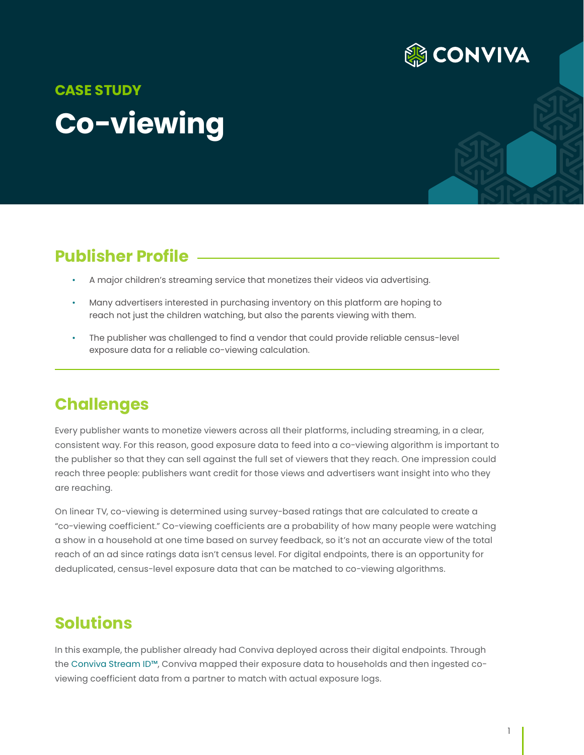CONVIVA

**CASE STUDY**

# Co-viewing

## Publisher Profile

- A major children's streaming service that monetizes their videos via advertising.
- Many advertisers interested in purchasing inventory on this platform are hoping to reach not just the children watching, but also the parents viewing with them.
- The publisher was challenged to find a vendor that could provide reliable census-level exposure data for a reliable co-viewing calculation.

## Challenges

Every publisher wants to monetize viewers across all their platforms, including streaming, in a clear, consistent way. For this reason, good exposure data to feed into a co-viewing algorithm is important to the publisher so that they can sell against the full set of viewers that they reach. One impression could reach three people: publishers want credit for those views and advertisers want insight into who they are reaching.

On linear TV, co-viewing is determined using survey-based ratings that are calculated to create a "co-viewing coefficient." Co-viewing coefficients are a probability of how many people were watching a show in a household at one time based on survey feedback, so it's not an accurate view of the total reach of an ad since ratings data isn't census level. For digital endpoints, there is an opportunity for deduplicated, census-level exposure data that can be matched to co-viewing algorithms.

## Solutions

In this example, the publisher already had Conviva deployed across their digital endpoints. Through the Conviva Stream ID™, Conviva mapped their exposure data to households and then ingested co-viewing coefficient data from a partner to match with actual exposure logs.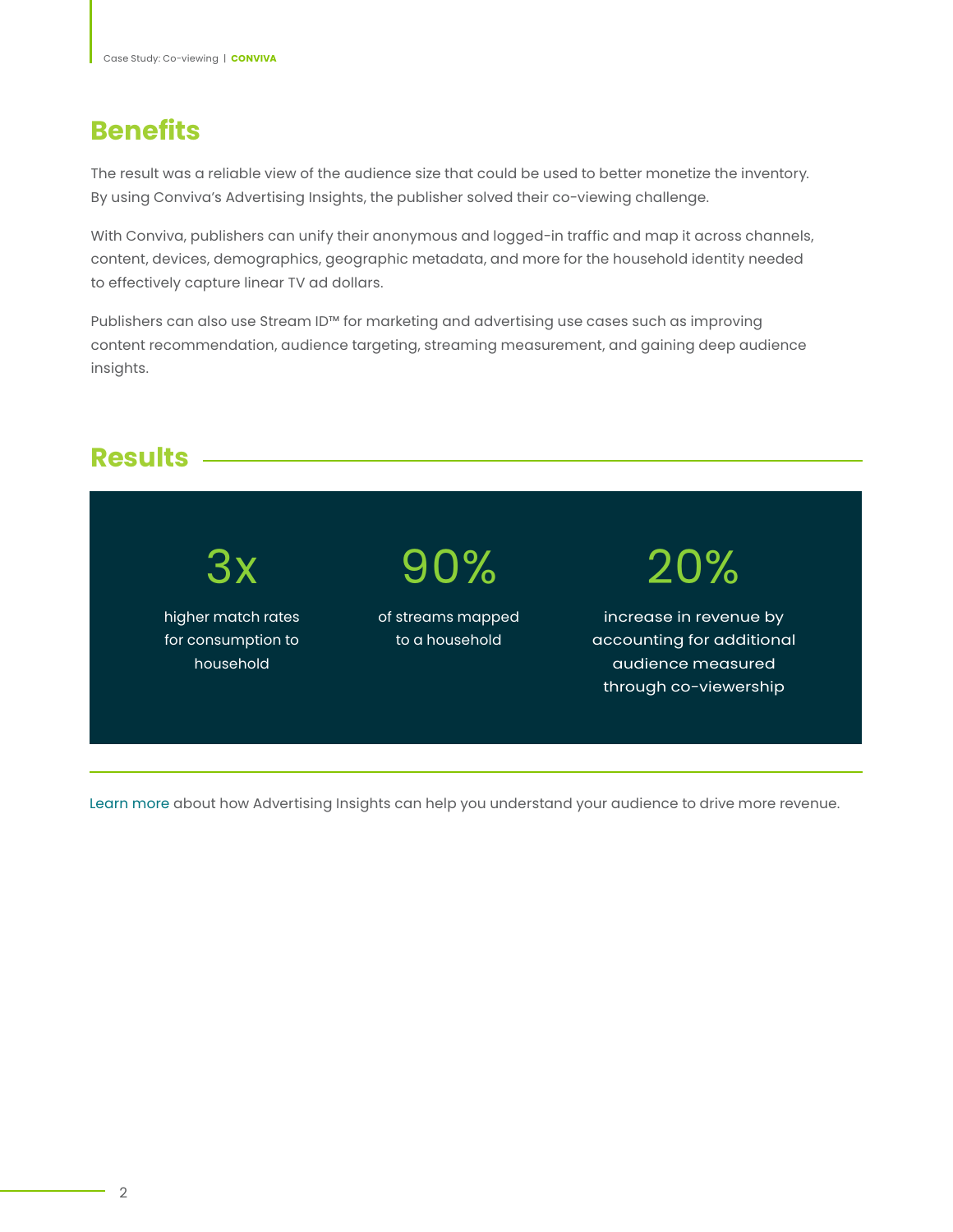## Benefits

The result was a reliable view of the audience size that could be used to better monetize the inventory. By using Conviva's Advertising Insights, the publisher solved their co-viewing challenge.

With Conviva, publishers can unify their anonymous and logged-in traffic and map it across channels, content, devices, demographics, geographic metadata, and more for the household identity needed to effectively capture linear TV ad dollars.

Publishers can also use Stream ID™ for marketing and advertising use cases such as improving content recommendation, audience targeting, streaming measurement, and gaining deep audience insights.

## Results

**3x**
higher match rates for consumption to household

**90%**
of streams mapped to a household

**20%**
increase in revenue by accounting for additional audience measured through co-viewership

Learn more about how Advertising Insights can help you understand your audience to drive more revenue.